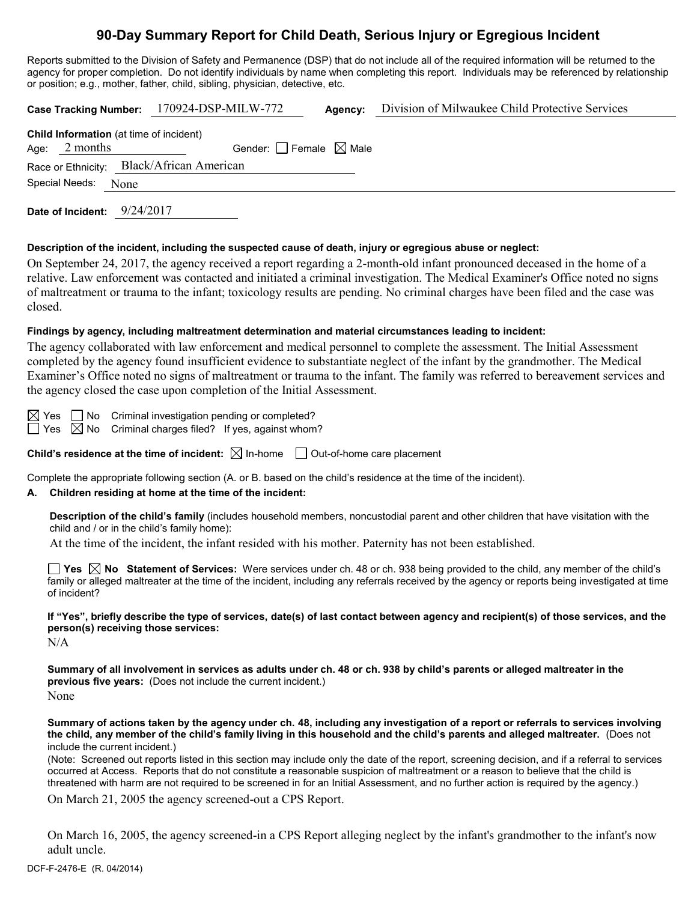# 90-Day Summary Report for Child Death, Serious Injury or Egregious Incident

Reports submitted to the Division of Safety and Permanence (DSP) that do not include all of the required information will be returned to the agency for proper completion. Do not identify individuals by name when completing this report. Individuals may be referenced by relationship or position; e.g., mother, father, child, sibling, physician, detective, etc.

**Case Tracking Number:** 170924-DSP-MILW-772 **Agency:** Division of Milwaukee Child Protective Services

**Child Information** (at time of incident)

Age: 2 months Gender: ☐ Female ☒ Male

Race or Ethnicity: Black/African American

Special Needs: None

**Date of Incident:** 9/24/2017

**Description of the incident, including the suspected cause of death, injury or egregious abuse or neglect:**

On September 24, 2017, the agency received a report regarding a 2-month-old infant pronounced deceased in the home of a relative. Law enforcement was contacted and initiated a criminal investigation. The Medical Examiner's Office noted no signs of maltreatment or trauma to the infant; toxicology results are pending. No criminal charges have been filed and the case was closed.

**Findings by agency, including maltreatment determination and material circumstances leading to incident:**

The agency collaborated with law enforcement and medical personnel to complete the assessment. The Initial Assessment completed by the agency found insufficient evidence to substantiate neglect of the infant by the grandmother. The Medical Examiner's Office noted no signs of maltreatment or trauma to the infant. The family was referred to bereavement services and the agency closed the case upon completion of the Initial Assessment.

☒ Yes ☐ No Criminal investigation pending or completed?

☐ Yes ☒ No Criminal charges filed? If yes, against whom?

**Child's residence at the time of incident:** ☒ In-home ☐ Out-of-home care placement

Complete the appropriate following section (A. or B. based on the child's residence at the time of the incident).

**A. Children residing at home at the time of the incident:**

**Description of the child's family** (includes household members, noncustodial parent and other children that have visitation with the child and / or in the child's family home):

At the time of the incident, the infant resided with his mother. Paternity has not been established.

☐ **Yes** ☒ **No Statement of Services:** Were services under ch. 48 or ch. 938 being provided to the child, any member of the child's family or alleged maltreater at the time of the incident, including any referrals received by the agency or reports being investigated at time of incident?

**If "Yes", briefly describe the type of services, date(s) of last contact between agency and recipient(s) of those services, and the person(s) receiving those services:**

N/A

**Summary of all involvement in services as adults under ch. 48 or ch. 938 by child's parents or alleged maltreater in the previous five years:** (Does not include the current incident.)

None

**Summary of actions taken by the agency under ch. 48, including any investigation of a report or referrals to services involving the child, any member of the child's family living in this household and the child's parents and alleged maltreater.** (Does not include the current incident.)

(Note: Screened out reports listed in this section may include only the date of the report, screening decision, and if a referral to services occurred at Access. Reports that do not constitute a reasonable suspicion of maltreatment or a reason to believe that the child is threatened with harm are not required to be screened in for an Initial Assessment, and no further action is required by the agency.)

On March 21, 2005 the agency screened-out a CPS Report.

On March 16, 2005, the agency screened-in a CPS Report alleging neglect by the infant's grandmother to the infant's now adult uncle.

DCF-F-2476-E (R. 04/2014)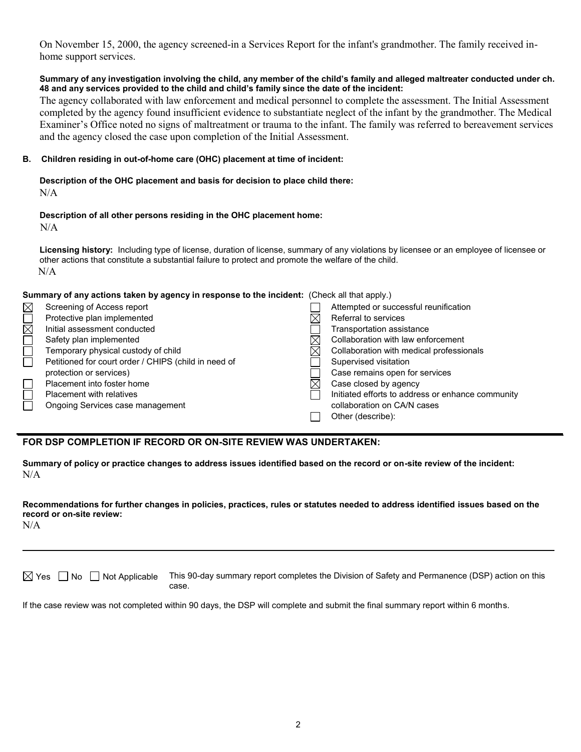On November 15, 2000, the agency screened-in a Services Report for the infant's grandmother. The family received in-home support services.

**Summary of any investigation involving the child, any member of the child's family and alleged maltreater conducted under ch. 48 and any services provided to the child and child's family since the date of the incident:**

The agency collaborated with law enforcement and medical personnel to complete the assessment. The Initial Assessment completed by the agency found insufficient evidence to substantiate neglect of the infant by the grandmother. The Medical Examiner's Office noted no signs of maltreatment or trauma to the infant. The family was referred to bereavement services and the agency closed the case upon completion of the Initial Assessment.

**B. Children residing in out-of-home care (OHC) placement at time of incident:**

**Description of the OHC placement and basis for decision to place child there:**
N/A

**Description of all other persons residing in the OHC placement home:**
N/A

**Licensing history:** Including type of license, duration of license, summary of any violations by licensee or an employee of licensee or other actions that constitute a substantial failure to protect and promote the welfare of the child.
N/A

**Summary of any actions taken by agency in response to the incident:** (Check all that apply.)

- ☒ Screening of Access report
- ☐ Protective plan implemented
- ☒ Initial assessment conducted
- ☐ Safety plan implemented
- ☐ Temporary physical custody of child
- ☐ Petitioned for court order / CHIPS (child in need of protection or services)
- ☐ Placement into foster home
- ☐ Placement with relatives
- ☐ Ongoing Services case management
- ☐ Attempted or successful reunification
- ☒ Referral to services
- ☐ Transportation assistance
- ☒ Collaboration with law enforcement
- ☒ Collaboration with medical professionals
- ☐ Supervised visitation
- ☐ Case remains open for services
- ☒ Case closed by agency
- ☐ Initiated efforts to address or enhance community collaboration on CA/N cases
- ☐ Other (describe):

## FOR DSP COMPLETION IF RECORD OR ON-SITE REVIEW WAS UNDERTAKEN:

**Summary of policy or practice changes to address issues identified based on the record or on-site review of the incident:**
N/A

**Recommendations for further changes in policies, practices, rules or statutes needed to address identified issues based on the record or on-site review:**
N/A

---

☒ Yes ☐ No ☐ Not Applicable This 90-day summary report completes the Division of Safety and Permanence (DSP) action on this case.

If the case review was not completed within 90 days, the DSP will complete and submit the final summary report within 6 months.